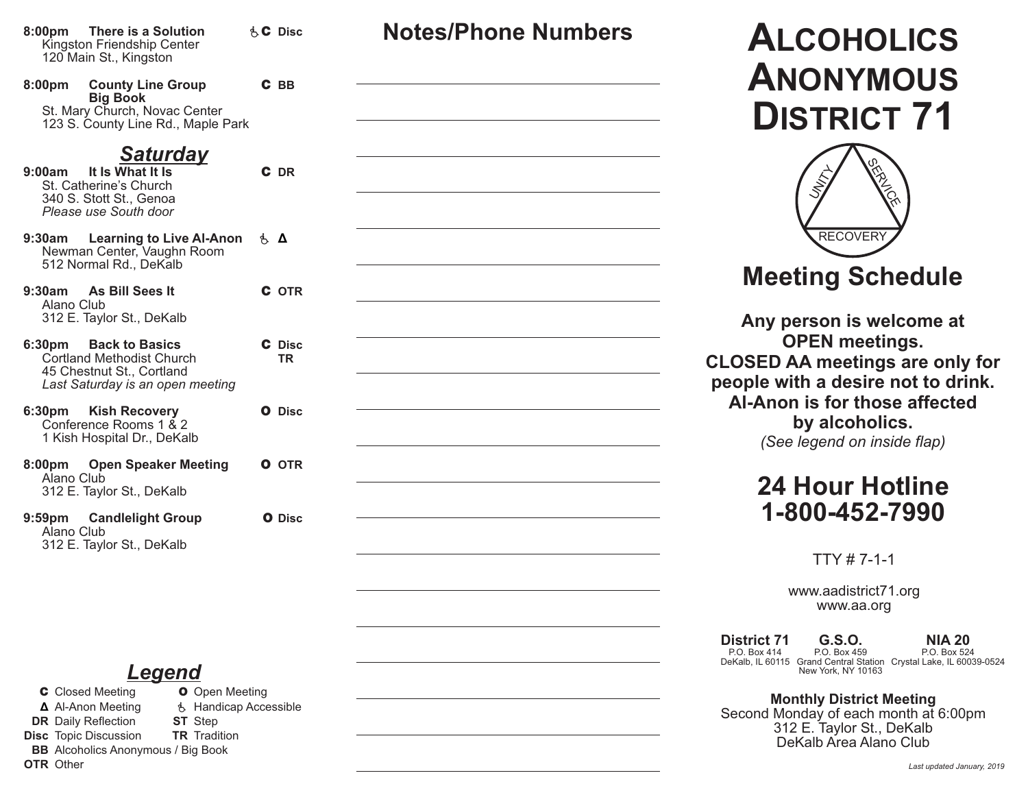**8:00pm There is a Solution** ♿ **C Disc**
Kingston Friendship Center
120 Main St., Kingston

**8:00pm County Line Group Big Book** **C BB**
St. Mary Church, Novac Center
123 S. County Line Rd., Maple Park

## *Saturday*

**9:00am It Is What It Is** **C DR**
St. Catherine's Church
340 S. Stott St., Genoa
*Please use South door*

**9:30am Learning to Live Al-Anon** ♿ **Δ**
Newman Center, Vaughn Room
512 Normal Rd., DeKalb

**9:30am As Bill Sees It** **C OTR**
Alano Club
312 E. Taylor St., DeKalb

**6:30pm Back to Basics** **C Disc TR**
Cortland Methodist Church
45 Chestnut St., Cortland
*Last Saturday is an open meeting*

**6:30pm Kish Recovery** **O Disc**
Conference Rooms 1 & 2
1 Kish Hospital Dr., DeKalb

**8:00pm Open Speaker Meeting** **O OTR**
Alano Club
312 E. Taylor St., DeKalb

**9:59pm Candlelight Group** **O Disc**
Alano Club
312 E. Taylor St., DeKalb

## *Legend*

**C** Closed Meeting
**O** Open Meeting
**Δ** Al-Anon Meeting
♿ Handicap Accessible
**DR** Daily Reflection
**ST** Step
**Disc** Topic Discussion
**TR** Tradition
**BB** Alcoholics Anonymous / Big Book
**OTR** Other

# Notes/Phone Numbers

# Alcoholics Anonymous District 71

UNITY SERVICE RECOVERY

## Meeting Schedule

**Any person is welcome at OPEN meetings.**
**CLOSED AA meetings are only for people with a desire not to drink.**
**Al-Anon is for those affected by alcoholics.**
*(See legend on inside flap)*

## 24 Hour Hotline 1-800-452-7990

TTY # 7-1-1

www.aadistrict71.org
www.aa.org

**District 71**
P.O. Box 414
DeKalb, IL 60115

**G.S.O.**
P.O. Box 459
Grand Central Station
New York, NY 10163

**NIA 20**
P.O. Box 524
Crystal Lake, IL 60039-0524

**Monthly District Meeting**
Second Monday of each month at 6:00pm
312 E. Taylor St., DeKalb
DeKalb Area Alano Club

*Last updated January, 2019*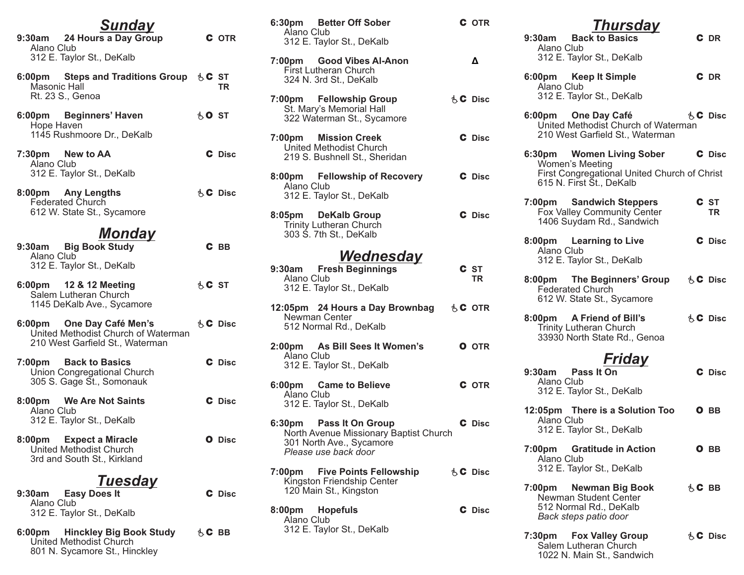## Sunday

**9:30am 24 Hours a Day Group** **C** OTR
Alano Club
312 E. Taylor St., DeKalb

**6:00pm Steps and Traditions Group** ♿ **C** ST TR
Masonic Hall
Rt. 23 S., Genoa

**6:00pm Beginners' Haven** ♿ **O** ST
Hope Haven
1145 Rushmoore Dr., DeKalb

**7:30pm New to AA** **C** Disc
Alano Club
312 E. Taylor St., DeKalb

**8:00pm Any Lengths** ♿ **C** Disc
Federated Church
612 W. State St., Sycamore

## Monday

**9:30am Big Book Study** **C** BB
Alano Club
312 E. Taylor St., DeKalb

**6:00pm 12 & 12 Meeting** ♿ **C** ST
Salem Lutheran Church
1145 DeKalb Ave., Sycamore

**6:00pm One Day Café Men's** ♿ **C** Disc
United Methodist Church of Waterman
210 West Garfield St., Waterman

**7:00pm Back to Basics** **C** Disc
Union Congregational Church
305 S. Gage St., Somonauk

**8:00pm We Are Not Saints** **C** Disc
Alano Club
312 E. Taylor St., DeKalb

**8:00pm Expect a Miracle** **O** Disc
United Methodist Church
3rd and South St., Kirkland

## Tuesday

**9:30am Easy Does It** **C** Disc
Alano Club
312 E. Taylor St., DeKalb

**6:00pm Hinckley Big Book Study** ♿ **C** BB
United Methodist Church
801 N. Sycamore St., Hinckley

**6:30pm Better Off Sober** **C** OTR
Alano Club
312 E. Taylor St., DeKalb

**7:00pm Good Vibes Al-Anon** Δ
First Lutheran Church
324 N. 3rd St., DeKalb

**7:00pm Fellowship Group** ♿ **C** Disc
St. Mary's Memorial Hall
322 Waterman St., Sycamore

**7:00pm Mission Creek** **C** Disc
United Methodist Church
219 S. Bushnell St., Sheridan

**8:00pm Fellowship of Recovery** **C** Disc
Alano Club
312 E. Taylor St., DeKalb

**8:05pm DeKalb Group** **C** Disc
Trinity Lutheran Church
303 S. 7th St., DeKalb

## Wednesday

**9:30am Fresh Beginnings** **C** ST TR
Alano Club
312 E. Taylor St., DeKalb

**12:05pm 24 Hours a Day Brownbag** ♿ **C** OTR
Newman Center
512 Normal Rd., DeKalb

**2:00pm As Bill Sees It Women's** **O** OTR
Alano Club
312 E. Taylor St., DeKalb

**6:00pm Came to Believe** **C** OTR
Alano Club
312 E. Taylor St., DeKalb

**6:30pm Pass It On Group** **C** Disc
North Avenue Missionary Baptist Church
301 North Ave., Sycamore
*Please use back door*

**7:00pm Five Points Fellowship** ♿ **C** Disc
Kingston Friendship Center
120 Main St., Kingston

**8:00pm Hopefuls** **C** Disc
Alano Club
312 E. Taylor St., DeKalb

## Thursday

**9:30am Back to Basics** **C** DR
Alano Club
312 E. Taylor St., DeKalb

**6:00pm Keep It Simple** **C** DR
Alano Club
312 E. Taylor St., DeKalb

**6:00pm One Day Café** ♿ **C** Disc
United Methodist Church of Waterman
210 West Garfield St., Waterman

**6:30pm Women Living Sober** **C** Disc
Women's Meeting
First Congregational United Church of Christ
615 N. First St., DeKalb

**7:00pm Sandwich Steppers** **C** ST TR
Fox Valley Community Center
1406 Suydam Rd., Sandwich

**8:00pm Learning to Live** **C** Disc
Alano Club
312 E. Taylor St., DeKalb

**8:00pm The Beginners' Group** ♿ **C** Disc
Federated Church
612 W. State St., Sycamore

**8:00pm A Friend of Bill's** ♿ **C** Disc
Trinity Lutheran Church
33930 North State Rd., Genoa

## Friday

**9:30am Pass It On** **C** Disc
Alano Club
312 E. Taylor St., DeKalb

**12:05pm There is a Solution Too** **O** BB
Alano Club
312 E. Taylor St., DeKalb

**7:00pm Gratitude in Action** **O** BB
Alano Club
312 E. Taylor St., DeKalb

**7:00pm Newman Big Book** ♿ **C** BB
Newman Student Center
512 Normal Rd., DeKalb
*Back steps patio door*

**7:30pm Fox Valley Group** ♿ **C** Disc
Salem Lutheran Church
1022 N. Main St., Sandwich